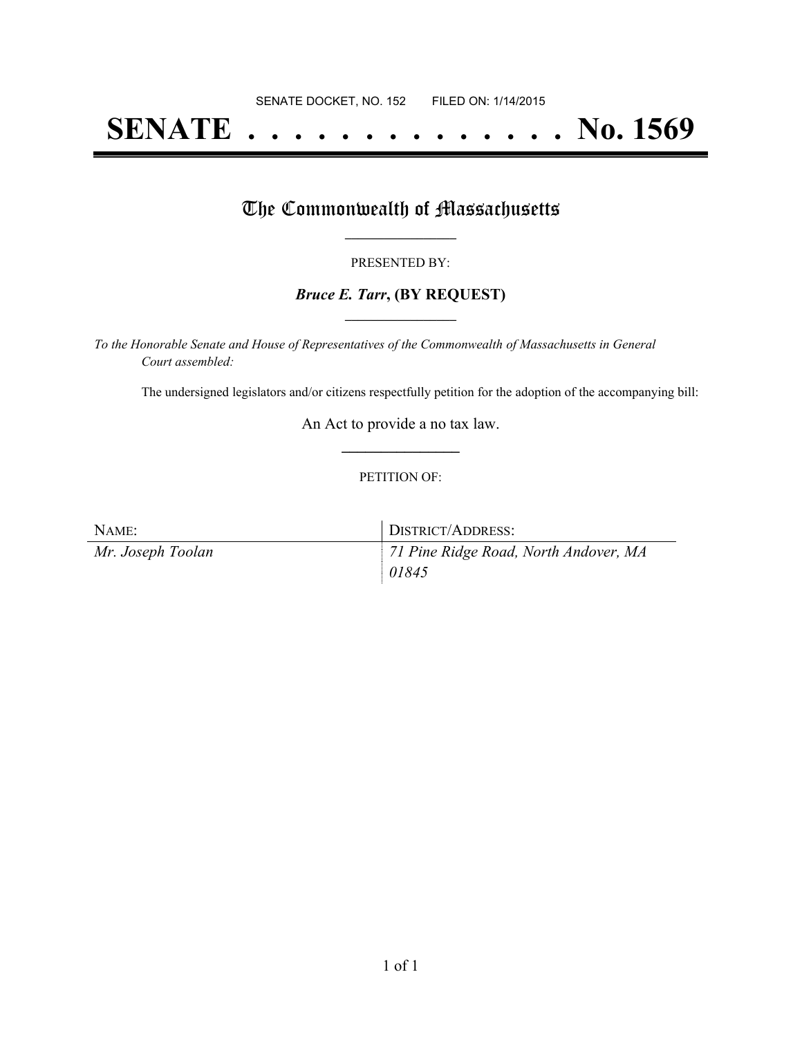SENATE DOCKET, NO. 152        FILED ON: 1/14/2015

# SENATE . . . . . . . . . . . . . . No. 1569

## The Commonwealth of Massachusetts

PRESENTED BY:

***Bruce E. Tarr*, (BY REQUEST)**

*To the Honorable Senate and House of Representatives of the Commonwealth of Massachusetts in General Court assembled:*

The undersigned legislators and/or citizens respectfully petition for the adoption of the accompanying bill:

An Act to provide a no tax law.

PETITION OF:

| NAME: | DISTRICT/ADDRESS: |
| --- | --- |
| *Mr. Joseph Toolan* | *71 Pine Ridge Road, North Andover, MA 01845* |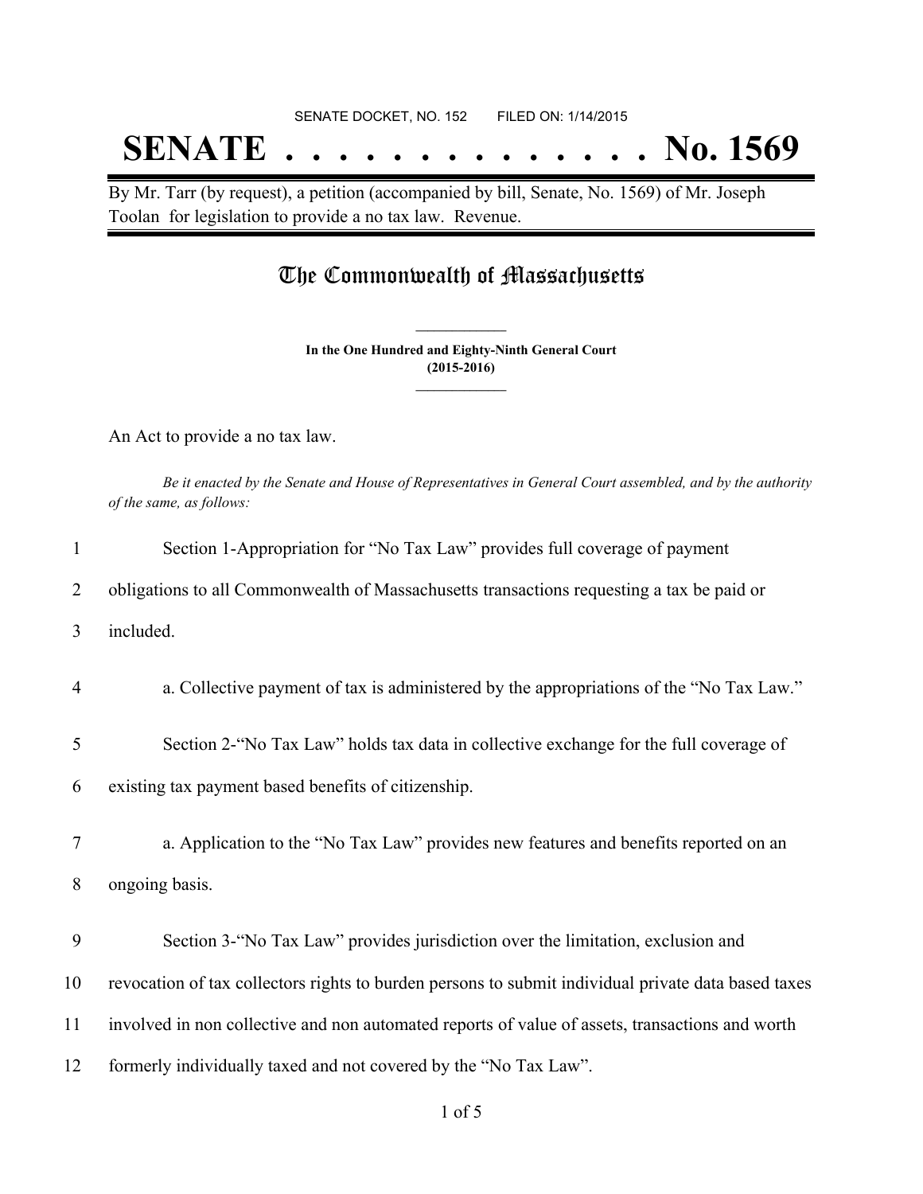SENATE DOCKET, NO. 152        FILED ON: 1/14/2015

# SENATE . . . . . . . . . . . . . . No. 1569

By Mr. Tarr (by request), a petition (accompanied by bill, Senate, No. 1569) of Mr. Joseph Toolan for legislation to provide a no tax law. Revenue.

## The Commonwealth of Massachusetts

**In the One Hundred and Eighty-Ninth General Court**
**(2015-2016)**

An Act to provide a no tax law.

*Be it enacted by the Senate and House of Representatives in General Court assembled, and by the authority of the same, as follows:*

1 Section 1-Appropriation for "No Tax Law" provides full coverage of payment
2 obligations to all Commonwealth of Massachusetts transactions requesting a tax be paid or
3 included.

4 a. Collective payment of tax is administered by the appropriations of the "No Tax Law."

5 Section 2-"No Tax Law" holds tax data in collective exchange for the full coverage of
6 existing tax payment based benefits of citizenship.

7 a. Application to the "No Tax Law" provides new features and benefits reported on an
8 ongoing basis.

9 Section 3-"No Tax Law" provides jurisdiction over the limitation, exclusion and
10 revocation of tax collectors rights to burden persons to submit individual private data based taxes
11 involved in non collective and non automated reports of value of assets, transactions and worth
12 formerly individually taxed and not covered by the "No Tax Law".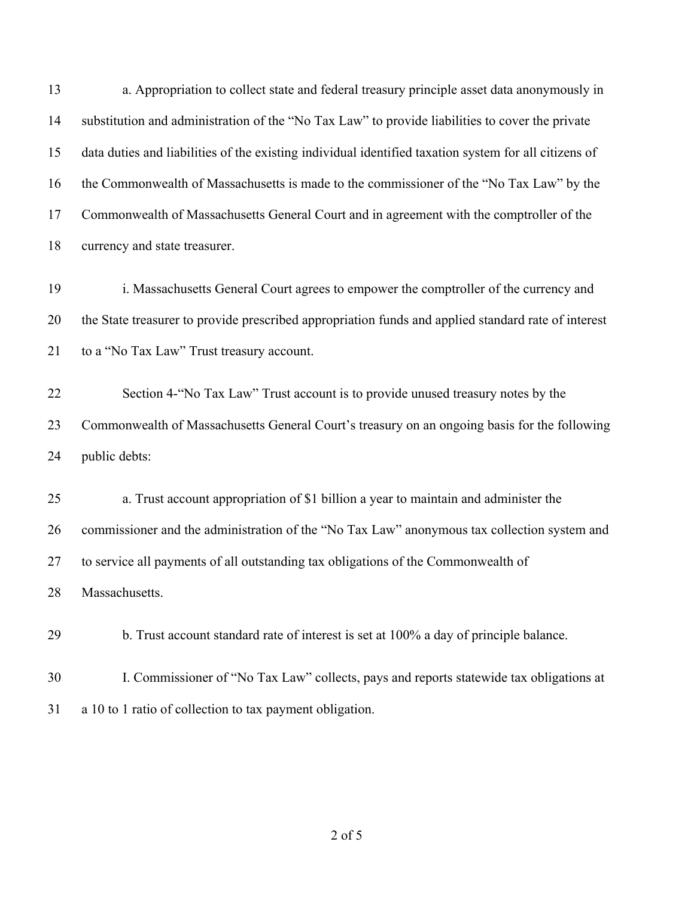13 a. Appropriation to collect state and federal treasury principle asset data anonymously in
14 substitution and administration of the "No Tax Law" to provide liabilities to cover the private
15 data duties and liabilities of the existing individual identified taxation system for all citizens of
16 the Commonwealth of Massachusetts is made to the commissioner of the "No Tax Law" by the
17 Commonwealth of Massachusetts General Court and in agreement with the comptroller of the
18 currency and state treasurer.

19 i. Massachusetts General Court agrees to empower the comptroller of the currency and
20 the State treasurer to provide prescribed appropriation funds and applied standard rate of interest
21 to a "No Tax Law" Trust treasury account.

22 Section 4-"No Tax Law" Trust account is to provide unused treasury notes by the
23 Commonwealth of Massachusetts General Court's treasury on an ongoing basis for the following
24 public debts:

25 a. Trust account appropriation of $1 billion a year to maintain and administer the
26 commissioner and the administration of the "No Tax Law" anonymous tax collection system and
27 to service all payments of all outstanding tax obligations of the Commonwealth of
28 Massachusetts.

29 b. Trust account standard rate of interest is set at 100% a day of principle balance.

30 I. Commissioner of "No Tax Law" collects, pays and reports statewide tax obligations at
31 a 10 to 1 ratio of collection to tax payment obligation.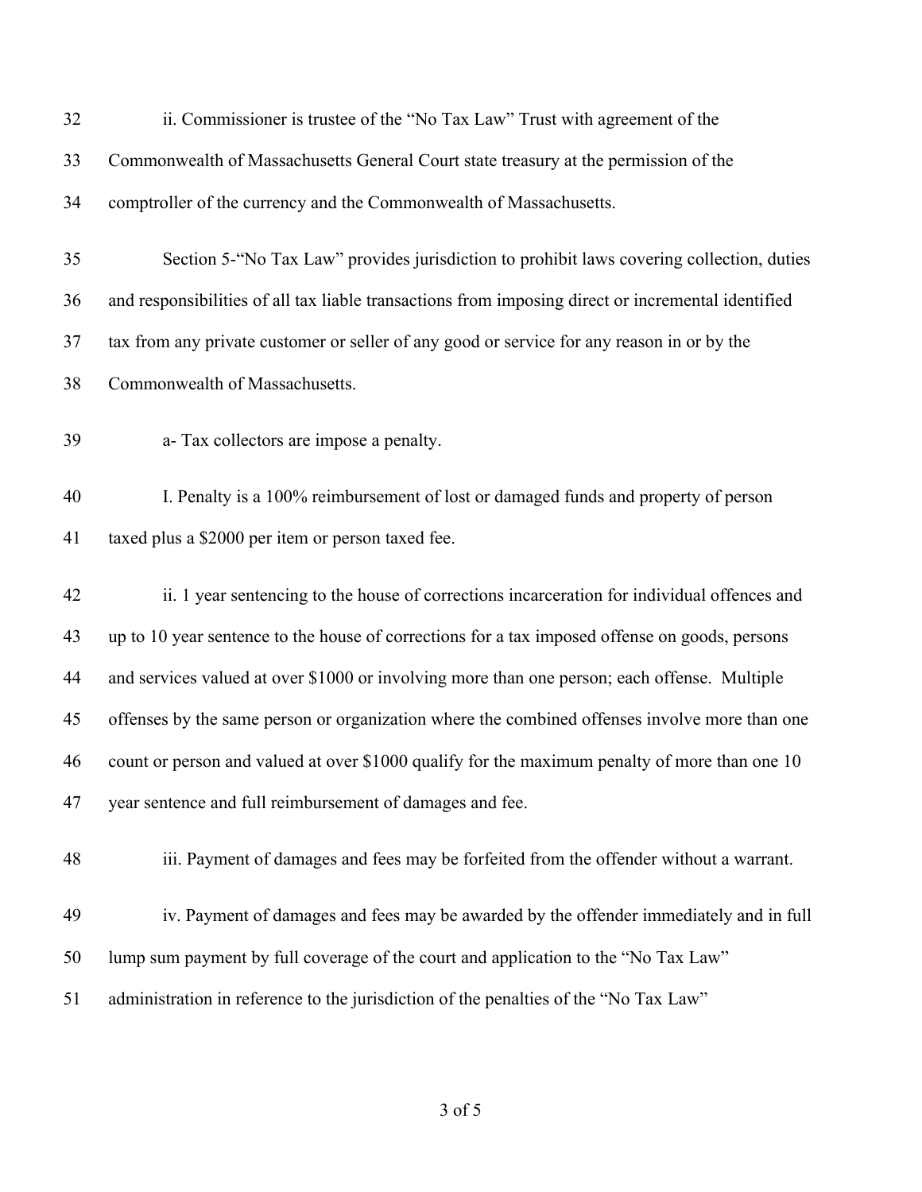ii. Commissioner is trustee of the "No Tax Law" Trust with agreement of the Commonwealth of Massachusetts General Court state treasury at the permission of the comptroller of the currency and the Commonwealth of Massachusetts.

Section 5-"No Tax Law" provides jurisdiction to prohibit laws covering collection, duties and responsibilities of all tax liable transactions from imposing direct or incremental identified tax from any private customer or seller of any good or service for any reason in or by the Commonwealth of Massachusetts.

a- Tax collectors are impose a penalty.

I. Penalty is a 100% reimbursement of lost or damaged funds and property of person taxed plus a $2000 per item or person taxed fee.

ii. 1 year sentencing to the house of corrections incarceration for individual offences and up to 10 year sentence to the house of corrections for a tax imposed offense on goods, persons and services valued at over $1000 or involving more than one person; each offense. Multiple offenses by the same person or organization where the combined offenses involve more than one count or person and valued at over $1000 qualify for the maximum penalty of more than one 10 year sentence and full reimbursement of damages and fee.

iii. Payment of damages and fees may be forfeited from the offender without a warrant.

iv. Payment of damages and fees may be awarded by the offender immediately and in full lump sum payment by full coverage of the court and application to the "No Tax Law" administration in reference to the jurisdiction of the penalties of the "No Tax Law"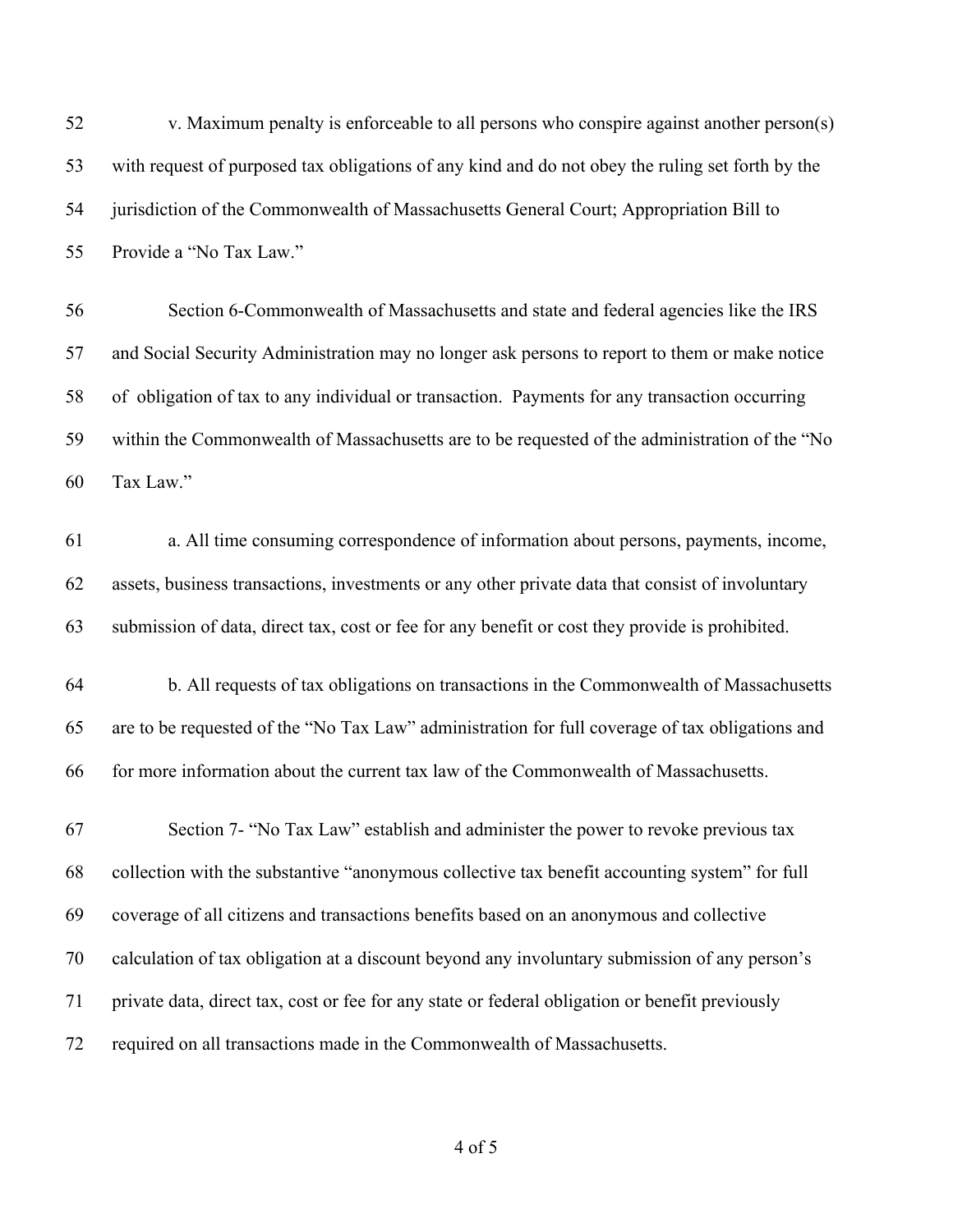v. Maximum penalty is enforceable to all persons who conspire against another person(s) with request of purposed tax obligations of any kind and do not obey the ruling set forth by the jurisdiction of the Commonwealth of Massachusetts General Court; Appropriation Bill to Provide a "No Tax Law."

Section 6-Commonwealth of Massachusetts and state and federal agencies like the IRS and Social Security Administration may no longer ask persons to report to them or make notice of obligation of tax to any individual or transaction. Payments for any transaction occurring within the Commonwealth of Massachusetts are to be requested of the administration of the "No Tax Law."

a. All time consuming correspondence of information about persons, payments, income, assets, business transactions, investments or any other private data that consist of involuntary submission of data, direct tax, cost or fee for any benefit or cost they provide is prohibited.

b. All requests of tax obligations on transactions in the Commonwealth of Massachusetts are to be requested of the "No Tax Law" administration for full coverage of tax obligations and for more information about the current tax law of the Commonwealth of Massachusetts.

Section 7- "No Tax Law" establish and administer the power to revoke previous tax collection with the substantive "anonymous collective tax benefit accounting system" for full coverage of all citizens and transactions benefits based on an anonymous and collective calculation of tax obligation at a discount beyond any involuntary submission of any person's private data, direct tax, cost or fee for any state or federal obligation or benefit previously required on all transactions made in the Commonwealth of Massachusetts.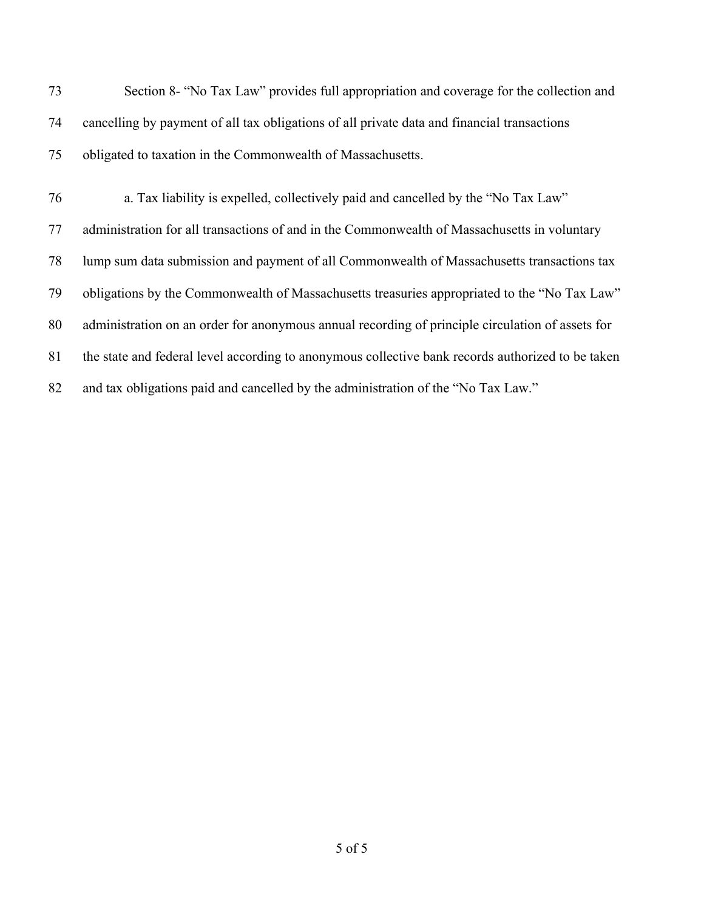Section 8- "No Tax Law" provides full appropriation and coverage for the collection and cancelling by payment of all tax obligations of all private data and financial transactions obligated to taxation in the Commonwealth of Massachusetts.

a. Tax liability is expelled, collectively paid and cancelled by the "No Tax Law" administration for all transactions of and in the Commonwealth of Massachusetts in voluntary lump sum data submission and payment of all Commonwealth of Massachusetts transactions tax obligations by the Commonwealth of Massachusetts treasuries appropriated to the "No Tax Law" administration on an order for anonymous annual recording of principle circulation of assets for the state and federal level according to anonymous collective bank records authorized to be taken and tax obligations paid and cancelled by the administration of the "No Tax Law."